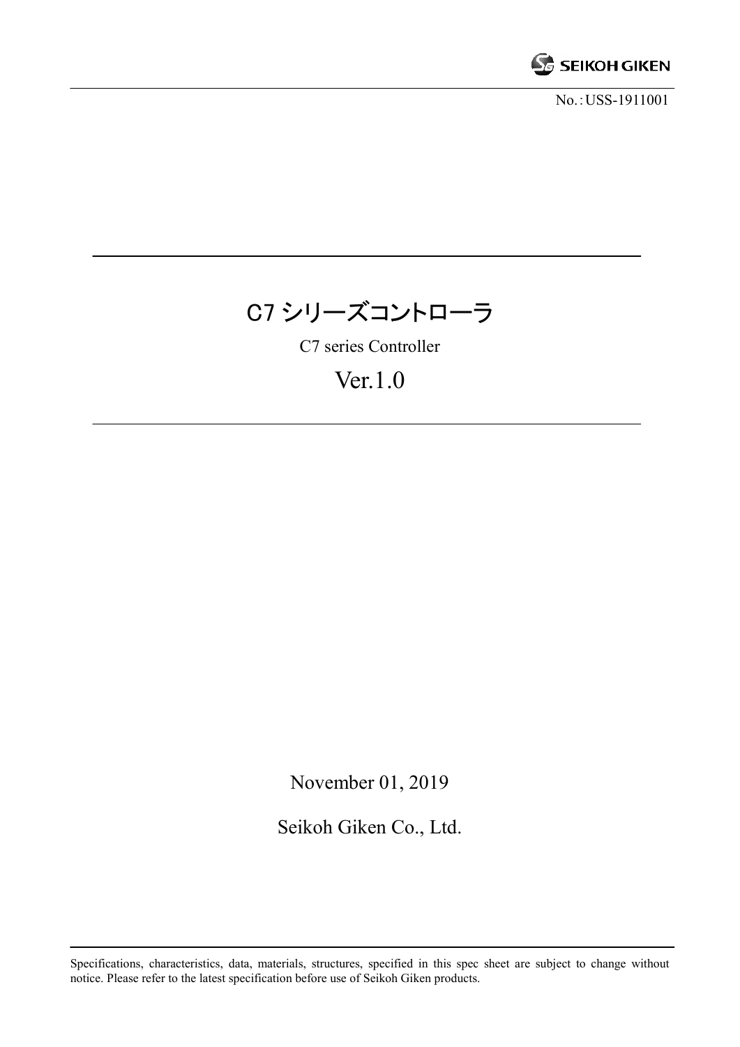SEIKOH GIKEN

No.：USS-1911001

# C7 シリーズコントローラ

C7 series Controller

Ver.1.0

November 01, 2019

Seikoh Giken Co., Ltd.

Specifications, characteristics, data, materials, structures, specified in this spec sheet are subject to change without notice. Please refer to the latest specification before use of Seikoh Giken products.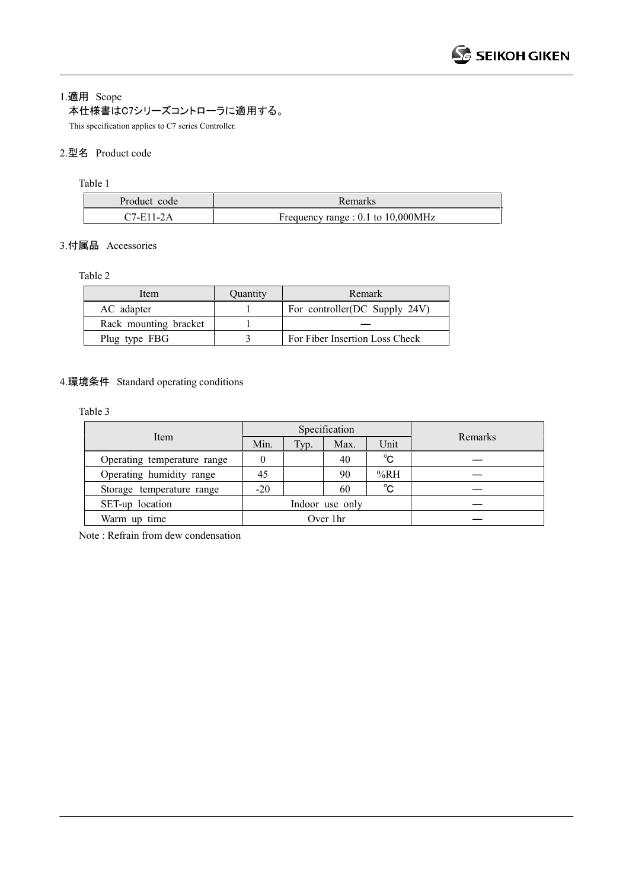## 1.適用 Scope

本仕様書はC7シリーズコントローラに適用する。

This specification applies to C7 series Controller.

## 2.型名 Product code

Table 1

| Product code | Remarks |
|---|---|
| C7-E11-2A | Frequency range : 0.1 to 10,000MHz |

## 3.付属品 Accessories

Table 2

| Item | Quantity | Remark |
|---|---|---|
| AC adapter | 1 | For controller(DC Supply 24V) |
| Rack mounting bracket | 1 | — |
| Plug type FBG | 3 | For Fiber Insertion Loss Check |

## 4.環境条件 Standard operating conditions

Table 3

| Item | Specification | | | | Remarks |
|---|---|---|---|---|---|
| | Min. | Typ. | Max. | Unit | |
| Operating temperature range | 0 | | 40 | ℃ | — |
| Operating humidity range | 45 | | 90 | %RH | — |
| Storage temperature range | -20 | | 60 | ℃ | — |
| SET-up location | Indoor use only | | | | — |
| Warm up time | Over 1hr | | | | — |

Note : Refrain from dew condensation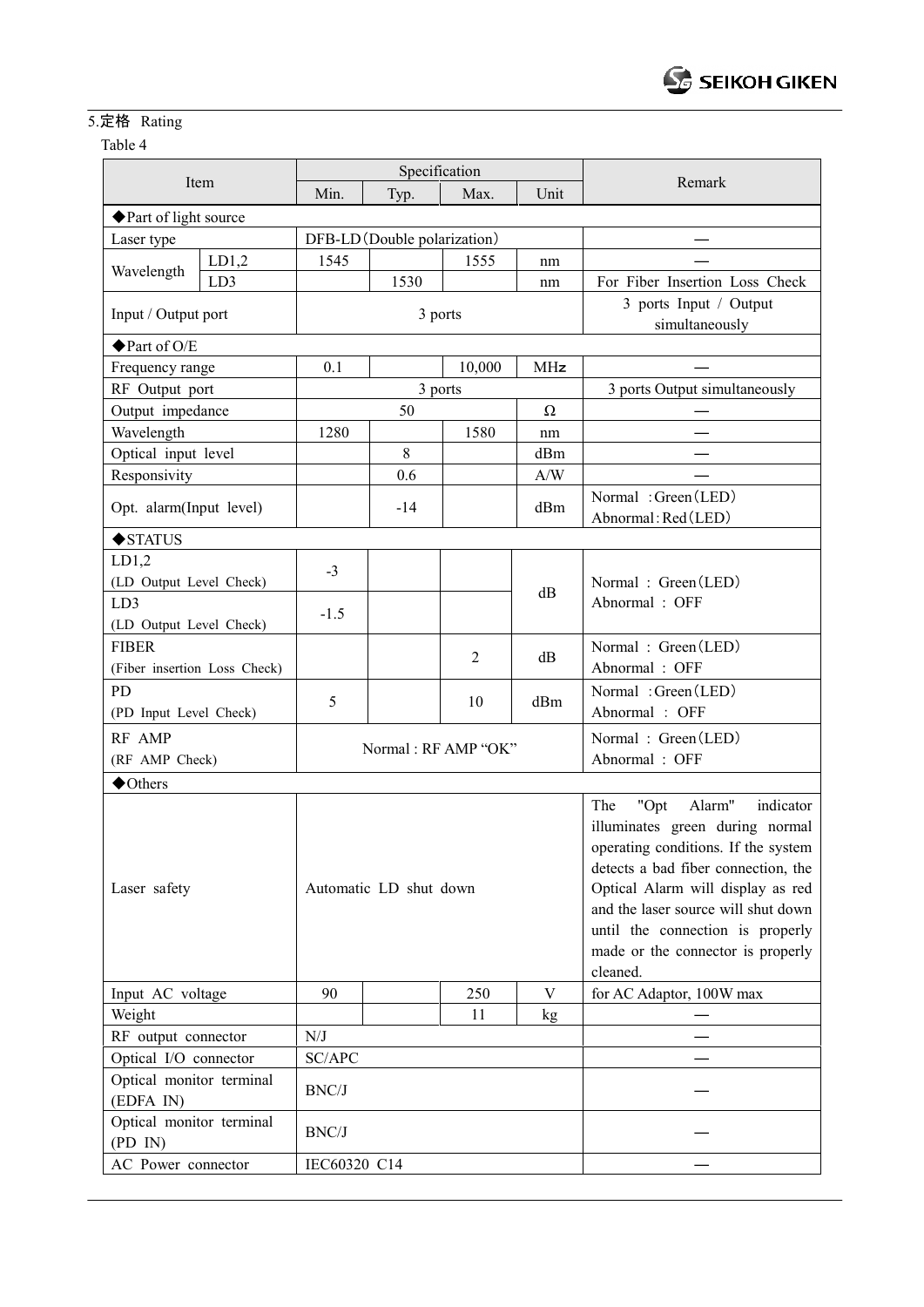## 5.定格 Rating

Table 4

| Item | | Specification | | | | Remark |
|---|---|---|---|---|---|---|
| | | Min. | Typ. | Max. | Unit | |
| ◆Part of light source | | | | | | |
| Laser type | | DFB-LD(Double polarization) | | | | — |
| Wavelength | LD1,2 | 1545 | | 1555 | nm | — |
| | LD3 | | 1530 | | nm | For Fiber Insertion Loss Check |
| Input / Output port | | 3 ports | | | | 3 ports Input / Output simultaneously |
| ◆Part of O/E | | | | | | |
| Frequency range | | 0.1 | | 10,000 | MHz | — |
| RF Output port | | 3 ports | | | | 3 ports Output simultaneously |
| Output impedance | | 50 | | | Ω | — |
| Wavelength | | 1280 | | 1580 | nm | — |
| Optical input level | | | 8 | | dBm | — |
| Responsivity | | | 0.6 | | A/W | — |
| Opt. alarm(Input level) | | | -14 | | dBm | Normal :Green(LED)<br>Abnormal:Red(LED) |
| ◆STATUS | | | | | | |
| LD1,2<br>(LD Output Level Check) | | -3 | | | dB | Normal : Green(LED)<br>Abnormal : OFF |
| LD3<br>(LD Output Level Check) | | -1.5 | | | dB | Normal : Green(LED)<br>Abnormal : OFF |
| FIBER<br>(Fiber insertion Loss Check) | | | | 2 | dB | Normal : Green(LED)<br>Abnormal : OFF |
| PD<br>(PD Input Level Check) | | 5 | | 10 | dBm | Normal :Green(LED)<br>Abnormal : OFF |
| RF AMP<br>(RF AMP Check) | | Normal : RF AMP "OK" | | | | Normal : Green(LED)<br>Abnormal : OFF |
| ◆Others | | | | | | |
| Laser safety | | Automatic LD shut down | | | | The "Opt Alarm" indicator illuminates green during normal operating conditions. If the system detects a bad fiber connection, the Optical Alarm will display as red and the laser source will shut down until the connection is properly made or the connector is properly cleaned. |
| Input AC voltage | | 90 | | 250 | V | for AC Adaptor, 100W max |
| Weight | | | | 11 | kg | — |
| RF output connector | | N/J | | | | — |
| Optical I/O connector | | SC/APC | | | | — |
| Optical monitor terminal (EDFA IN) | | BNC/J | | | | — |
| Optical monitor terminal (PD IN) | | BNC/J | | | | — |
| AC Power connector | | IEC60320 C14 | | | | — |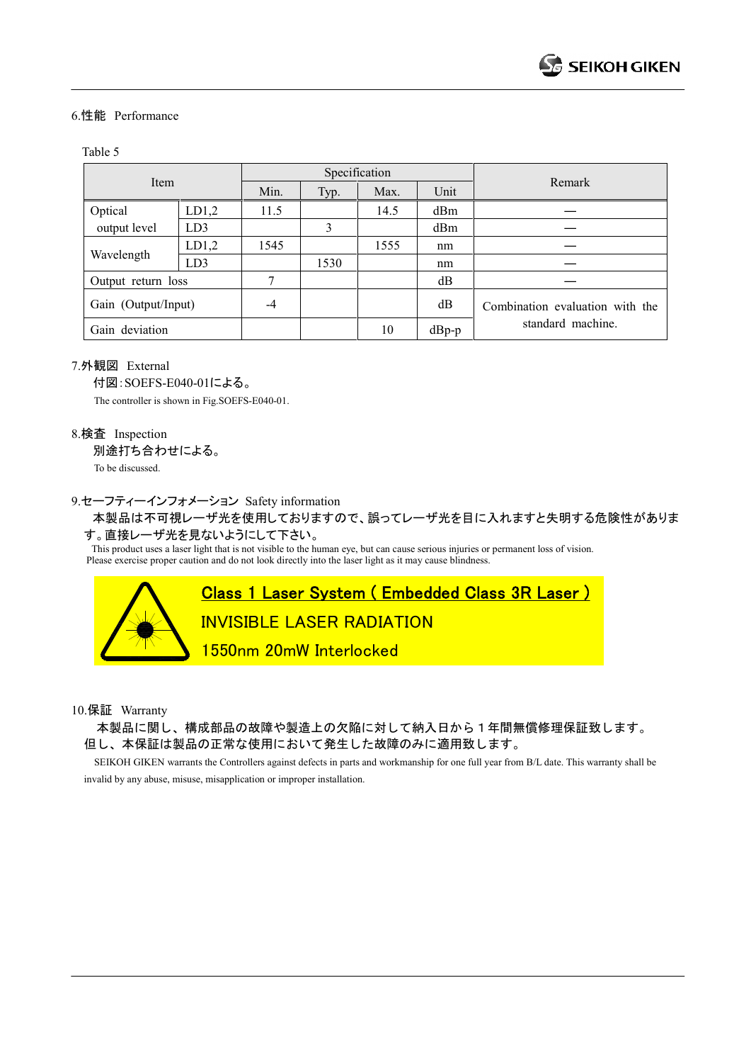6.性能 Performance

Table 5

| Item | | Specification | | | | Remark |
|---|---|---|---|---|---|---|
| | | Min. | Typ. | Max. | Unit | |
| Optical output level | LD1,2 | 11.5 | | 14.5 | dBm | — |
| | LD3 | | 3 | | dBm | — |
| Wavelength | LD1,2 | 1545 | | 1555 | nm | — |
| | LD3 | | 1530 | | nm | — |
| Output return loss | | 7 | | | dB | — |
| Gain (Output/Input) | | -4 | | | dB | Combination evaluation with the standard machine. |
| Gain deviation | | | | 10 | dBp-p | |

7.外観図 External

付図:SOEFS-E040-01による。

The controller is shown in Fig.SOEFS-E040-01.

8.検査 Inspection

別途打ち合わせによる。

To be discussed.

9.セーフティーインフォメーション Safety information

本製品は不可視レーザ光を使用しておりますので、誤ってレーザ光を目に入れますと失明する危険性があります。直接レーザ光を見ないようにして下さい。

This product uses a laser light that is not visible to the human eye, but can cause serious injuries or permanent loss of vision. Please exercise proper caution and do not look directly into the laser light as it may cause blindness.

**Class 1 Laser System ( Embedded Class 3R Laser )**

INVISIBLE LASER RADIATION

1550nm 20mW Interlocked

10.保証 Warranty

本製品に関し、構成部品の故障や製造上の欠陥に対して納入日から１年間無償修理保証致します。但し、本保証は製品の正常な使用において発生した故障のみに適用致します。

SEIKOH GIKEN warrants the Controllers against defects in parts and workmanship for one full year from B/L date. This warranty shall be invalid by any abuse, misuse, misapplication or improper installation.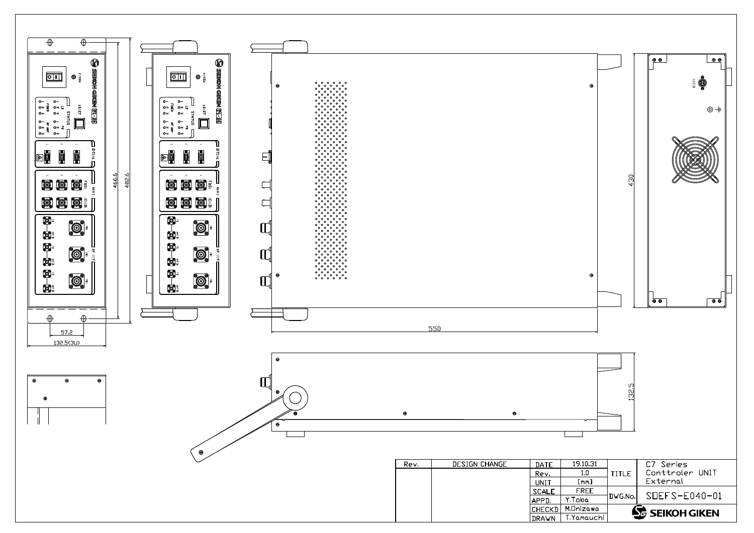466.6

482.6

57.2

132.5(3U)

550

430

132.5

| Rev. | DESIGN CHANGE | DATE | 19.10.31 | TITLE | C7 Series Conttroler UNIT External |
|---|---|---|---|---|---|
| | | Rev. | 1.0 | | |
| | | UNIT | [mm] | | |
| | | SCALE | FREE | DWG.No. | SDEFS-E040-01 |
| | | APPD. | Y.Toba | | |
| | | CHECKD | M.Onizawa | | SEIKOH GIKEN |
| | | DRAWN | T.Yamauchi | | |